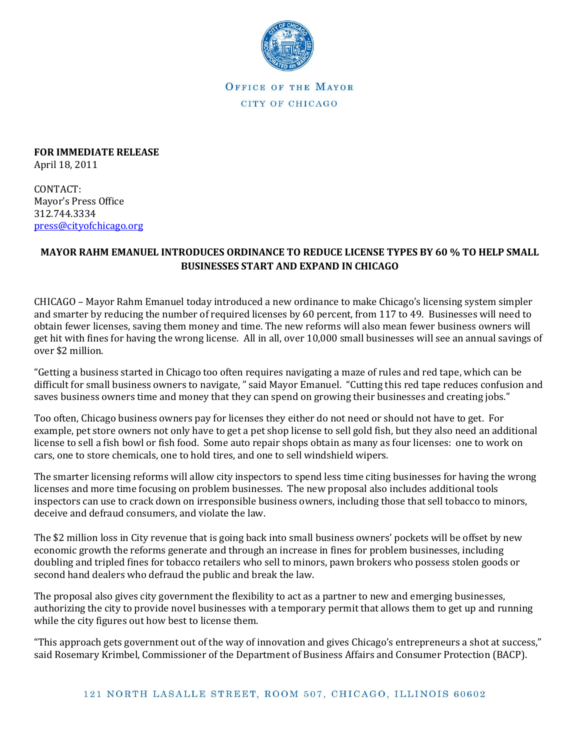OFFICE OF THE MAYOR

CITY OF CHICAGO

**FOR IMMEDIATE RELEASE**
April 18, 2011

CONTACT:
Mayor's Press Office
312.744.3334
press@cityofchicago.org

**MAYOR RAHM EMANUEL INTRODUCES ORDINANCE TO REDUCE LICENSE TYPES BY 60 % TO HELP SMALL BUSINESSES START AND EXPAND IN CHICAGO**

CHICAGO – Mayor Rahm Emanuel today introduced a new ordinance to make Chicago's licensing system simpler and smarter by reducing the number of required licenses by 60 percent, from 117 to 49. Businesses will need to obtain fewer licenses, saving them money and time. The new reforms will also mean fewer business owners will get hit with fines for having the wrong license. All in all, over 10,000 small businesses will see an annual savings of over $2 million.

"Getting a business started in Chicago too often requires navigating a maze of rules and red tape, which can be difficult for small business owners to navigate, " said Mayor Emanuel. "Cutting this red tape reduces confusion and saves business owners time and money that they can spend on growing their businesses and creating jobs."

Too often, Chicago business owners pay for licenses they either do not need or should not have to get. For example, pet store owners not only have to get a pet shop license to sell gold fish, but they also need an additional license to sell a fish bowl or fish food. Some auto repair shops obtain as many as four licenses: one to work on cars, one to store chemicals, one to hold tires, and one to sell windshield wipers.

The smarter licensing reforms will allow city inspectors to spend less time citing businesses for having the wrong licenses and more time focusing on problem businesses. The new proposal also includes additional tools inspectors can use to crack down on irresponsible business owners, including those that sell tobacco to minors, deceive and defraud consumers, and violate the law.

The $2 million loss in City revenue that is going back into small business owners' pockets will be offset by new economic growth the reforms generate and through an increase in fines for problem businesses, including doubling and tripled fines for tobacco retailers who sell to minors, pawn brokers who possess stolen goods or second hand dealers who defraud the public and break the law.

The proposal also gives city government the flexibility to act as a partner to new and emerging businesses, authorizing the city to provide novel businesses with a temporary permit that allows them to get up and running while the city figures out how best to license them.

"This approach gets government out of the way of innovation and gives Chicago's entrepreneurs a shot at success," said Rosemary Krimbel, Commissioner of the Department of Business Affairs and Consumer Protection (BACP).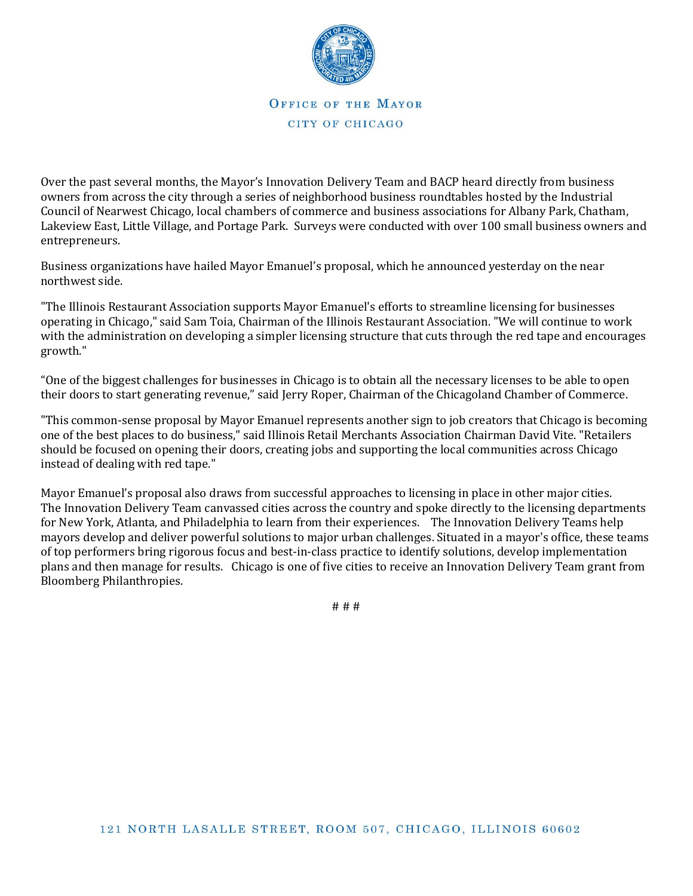Over the past several months, the Mayor's Innovation Delivery Team and BACP heard directly from business owners from across the city through a series of neighborhood business roundtables hosted by the Industrial Council of Nearwest Chicago, local chambers of commerce and business associations for Albany Park, Chatham, Lakeview East, Little Village, and Portage Park. Surveys were conducted with over 100 small business owners and entrepreneurs.

Business organizations have hailed Mayor Emanuel's proposal, which he announced yesterday on the near northwest side.

"The Illinois Restaurant Association supports Mayor Emanuel's efforts to streamline licensing for businesses operating in Chicago," said Sam Toia, Chairman of the Illinois Restaurant Association. "We will continue to work with the administration on developing a simpler licensing structure that cuts through the red tape and encourages growth."

"One of the biggest challenges for businesses in Chicago is to obtain all the necessary licenses to be able to open their doors to start generating revenue," said Jerry Roper, Chairman of the Chicagoland Chamber of Commerce.

"This common-sense proposal by Mayor Emanuel represents another sign to job creators that Chicago is becoming one of the best places to do business," said Illinois Retail Merchants Association Chairman David Vite. "Retailers should be focused on opening their doors, creating jobs and supporting the local communities across Chicago instead of dealing with red tape."

Mayor Emanuel's proposal also draws from successful approaches to licensing in place in other major cities. The Innovation Delivery Team canvassed cities across the country and spoke directly to the licensing departments for New York, Atlanta, and Philadelphia to learn from their experiences. The Innovation Delivery Teams help mayors develop and deliver powerful solutions to major urban challenges. Situated in a mayor's office, these teams of top performers bring rigorous focus and best-in-class practice to identify solutions, develop implementation plans and then manage for results. Chicago is one of five cities to receive an Innovation Delivery Team grant from Bloomberg Philanthropies.

# # #